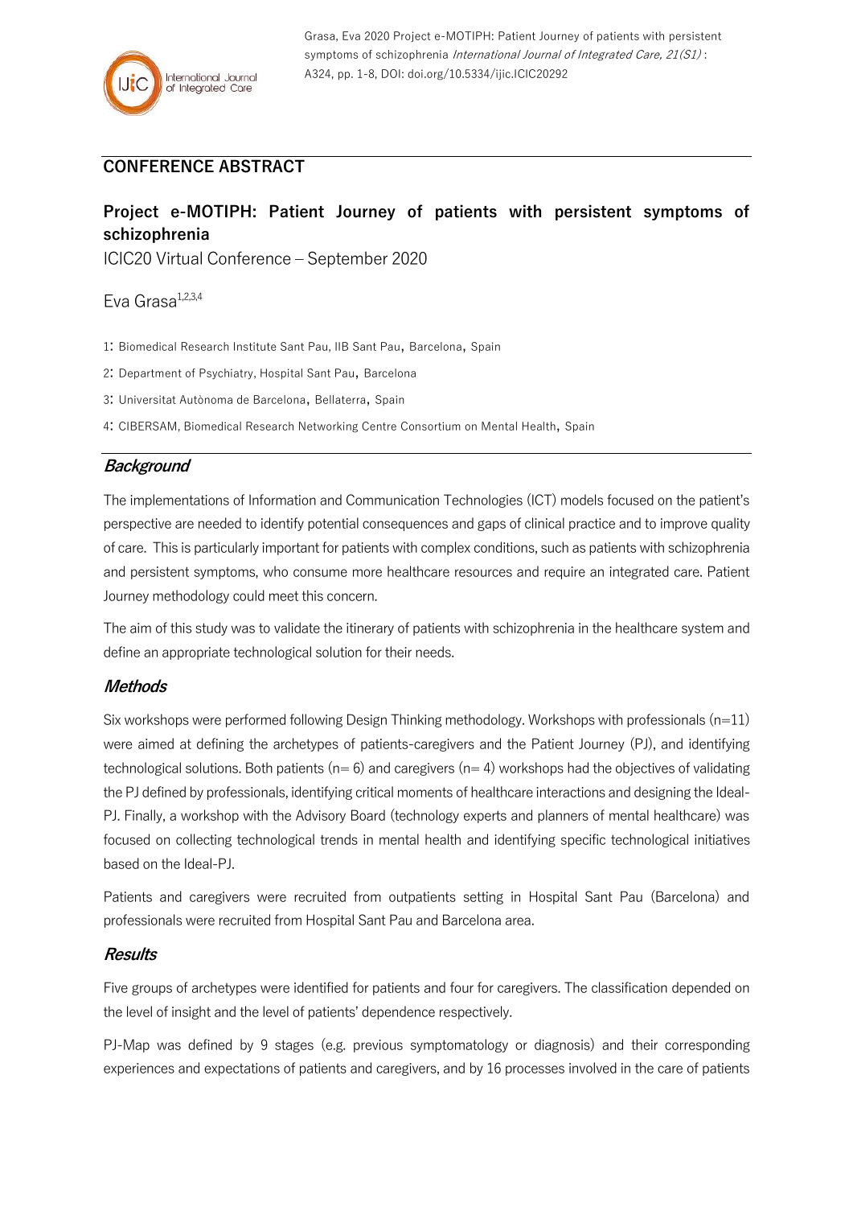## CONFERENCE ABSTRACT

# Project e-MOTIPH: Patient Journey of patients with persistent symptoms of schizophrenia

ICIC20 Virtual Conference – September 2020

Eva Grasa[1,2,3,4]

1: Biomedical Research Institute Sant Pau, IIB Sant Pau, Barcelona, Spain

2: Department of Psychiatry, Hospital Sant Pau, Barcelona

3: Universitat Autònoma de Barcelona, Bellaterra, Spain

4: CIBERSAM, Biomedical Research Networking Centre Consortium on Mental Health, Spain

## *Background*

The implementations of Information and Communication Technologies (ICT) models focused on the patient's perspective are needed to identify potential consequences and gaps of clinical practice and to improve quality of care. This is particularly important for patients with complex conditions, such as patients with schizophrenia and persistent symptoms, who consume more healthcare resources and require an integrated care. Patient Journey methodology could meet this concern.

The aim of this study was to validate the itinerary of patients with schizophrenia in the healthcare system and define an appropriate technological solution for their needs.

## *Methods*

Six workshops were performed following Design Thinking methodology. Workshops with professionals (n=11) were aimed at defining the archetypes of patients-caregivers and the Patient Journey (PJ), and identifying technological solutions. Both patients (n= 6) and caregivers (n= 4) workshops had the objectives of validating the PJ defined by professionals, identifying critical moments of healthcare interactions and designing the Ideal-PJ. Finally, a workshop with the Advisory Board (technology experts and planners of mental healthcare) was focused on collecting technological trends in mental health and identifying specific technological initiatives based on the Ideal-PJ.

Patients and caregivers were recruited from outpatients setting in Hospital Sant Pau (Barcelona) and professionals were recruited from Hospital Sant Pau and Barcelona area.

## *Results*

Five groups of archetypes were identified for patients and four for caregivers. The classification depended on the level of insight and the level of patients' dependence respectively.

PJ-Map was defined by 9 stages (e.g. previous symptomatology or diagnosis) and their corresponding experiences and expectations of patients and caregivers, and by 16 processes involved in the care of patients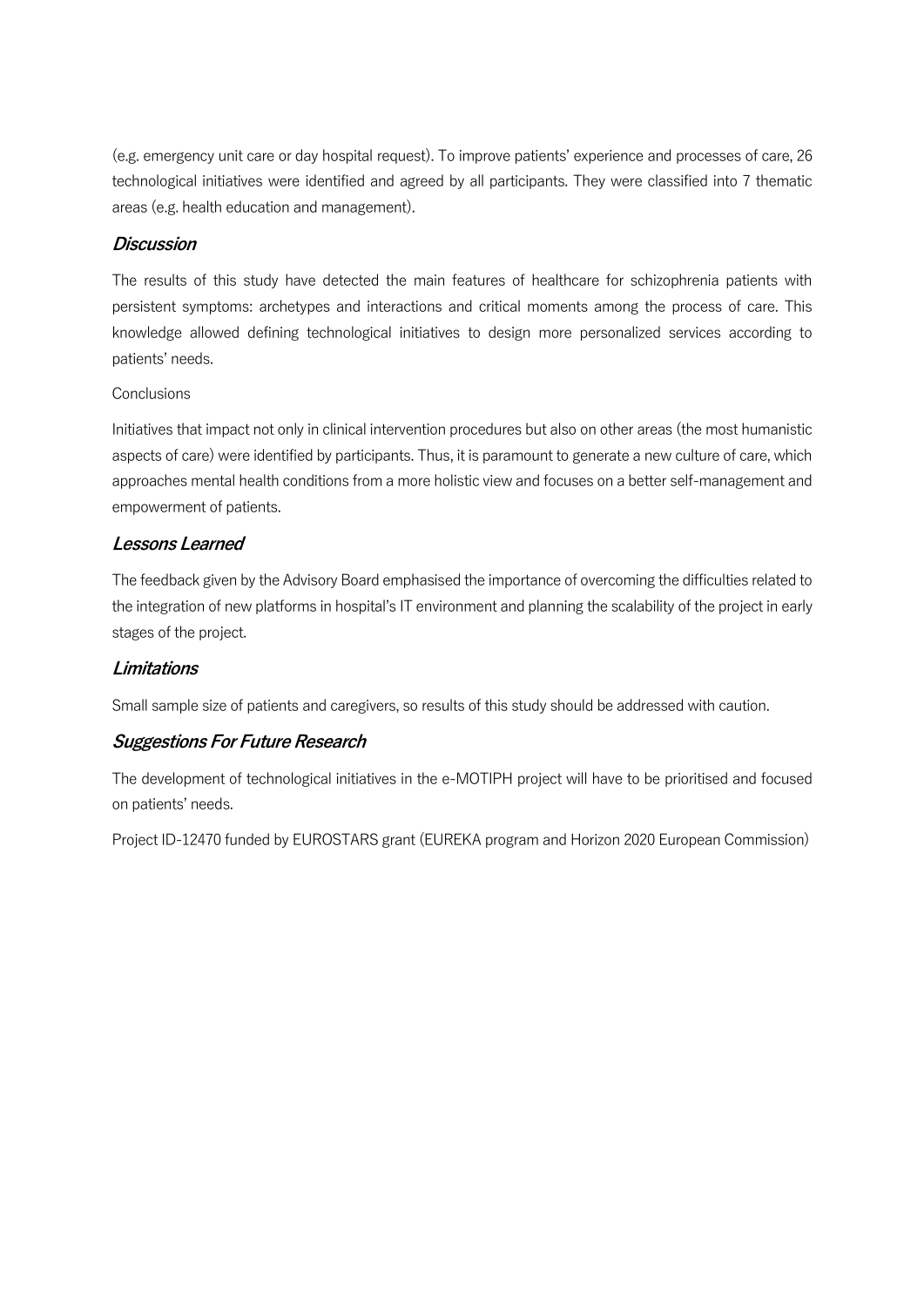(e.g. emergency unit care or day hospital request). To improve patients' experience and processes of care, 26 technological initiatives were identified and agreed by all participants. They were classified into 7 thematic areas (e.g. health education and management).

## *Discussion*

The results of this study have detected the main features of healthcare for schizophrenia patients with persistent symptoms: archetypes and interactions and critical moments among the process of care. This knowledge allowed defining technological initiatives to design more personalized services according to patients' needs.

Conclusions

Initiatives that impact not only in clinical intervention procedures but also on other areas (the most humanistic aspects of care) were identified by participants. Thus, it is paramount to generate a new culture of care, which approaches mental health conditions from a more holistic view and focuses on a better self-management and empowerment of patients.

## *Lessons Learned*

The feedback given by the Advisory Board emphasised the importance of overcoming the difficulties related to the integration of new platforms in hospital's IT environment and planning the scalability of the project in early stages of the project.

## *Limitations*

Small sample size of patients and caregivers, so results of this study should be addressed with caution.

## *Suggestions For Future Research*

The development of technological initiatives in the e-MOTIPH project will have to be prioritised and focused on patients' needs.

Project ID-12470 funded by EUROSTARS grant (EUREKA program and Horizon 2020 European Commission)